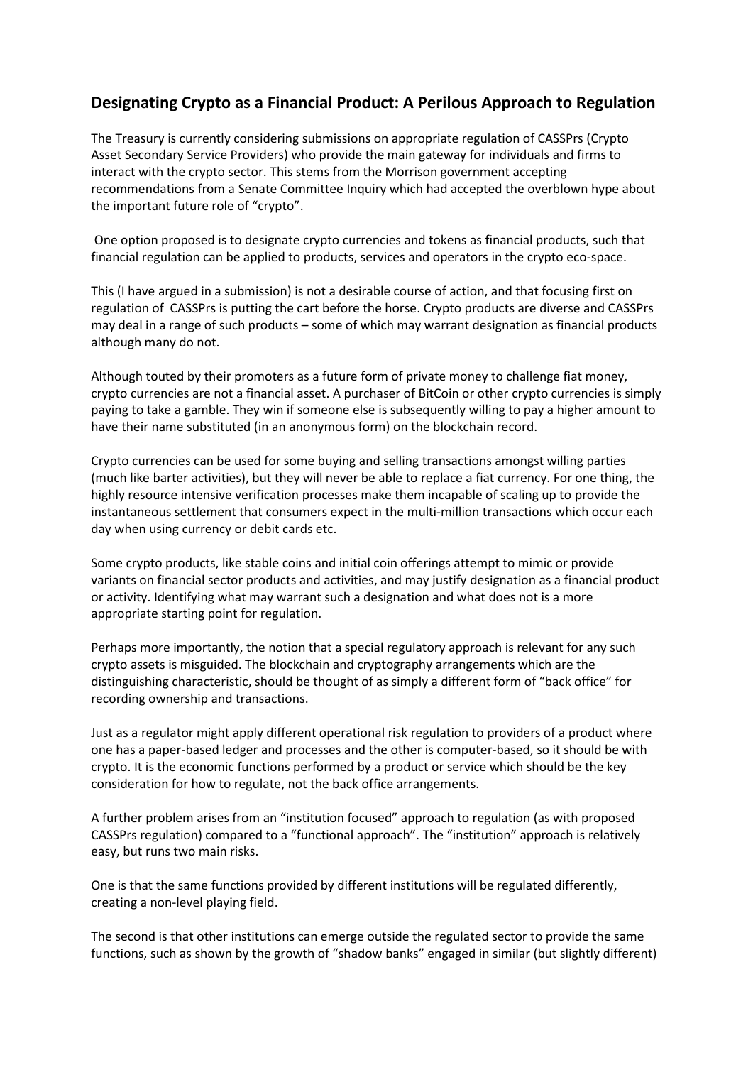## Designating Crypto as a Financial Product: A Perilous Approach to Regulation

The Treasury is currently considering submissions on appropriate regulation of CASSPrs (Crypto Asset Secondary Service Providers) who provide the main gateway for individuals and firms to interact with the crypto sector. This stems from the Morrison government accepting recommendations from a Senate Committee Inquiry which had accepted the overblown hype about the important future role of "crypto".

One option proposed is to designate crypto currencies and tokens as financial products, such that financial regulation can be applied to products, services and operators in the crypto eco-space.

This (I have argued in a submission) is not a desirable course of action, and that focusing first on regulation of CASSPrs is putting the cart before the horse. Crypto products are diverse and CASSPrs may deal in a range of such products – some of which may warrant designation as financial products although many do not.

Although touted by their promoters as a future form of private money to challenge fiat money, crypto currencies are not a financial asset. A purchaser of BitCoin or other crypto currencies is simply paying to take a gamble. They win if someone else is subsequently willing to pay a higher amount to have their name substituted (in an anonymous form) on the blockchain record.

Crypto currencies can be used for some buying and selling transactions amongst willing parties (much like barter activities), but they will never be able to replace a fiat currency. For one thing, the highly resource intensive verification processes make them incapable of scaling up to provide the instantaneous settlement that consumers expect in the multi-million transactions which occur each day when using currency or debit cards etc.

Some crypto products, like stable coins and initial coin offerings attempt to mimic or provide variants on financial sector products and activities, and may justify designation as a financial product or activity. Identifying what may warrant such a designation and what does not is a more appropriate starting point for regulation.

Perhaps more importantly, the notion that a special regulatory approach is relevant for any such crypto assets is misguided. The blockchain and cryptography arrangements which are the distinguishing characteristic, should be thought of as simply a different form of "back office" for recording ownership and transactions.

Just as a regulator might apply different operational risk regulation to providers of a product where one has a paper-based ledger and processes and the other is computer-based, so it should be with crypto. It is the economic functions performed by a product or service which should be the key consideration for how to regulate, not the back office arrangements.

A further problem arises from an "institution focused" approach to regulation (as with proposed CASSPrs regulation) compared to a "functional approach". The "institution" approach is relatively easy, but runs two main risks.

One is that the same functions provided by different institutions will be regulated differently, creating a non-level playing field.

The second is that other institutions can emerge outside the regulated sector to provide the same functions, such as shown by the growth of "shadow banks" engaged in similar (but slightly different)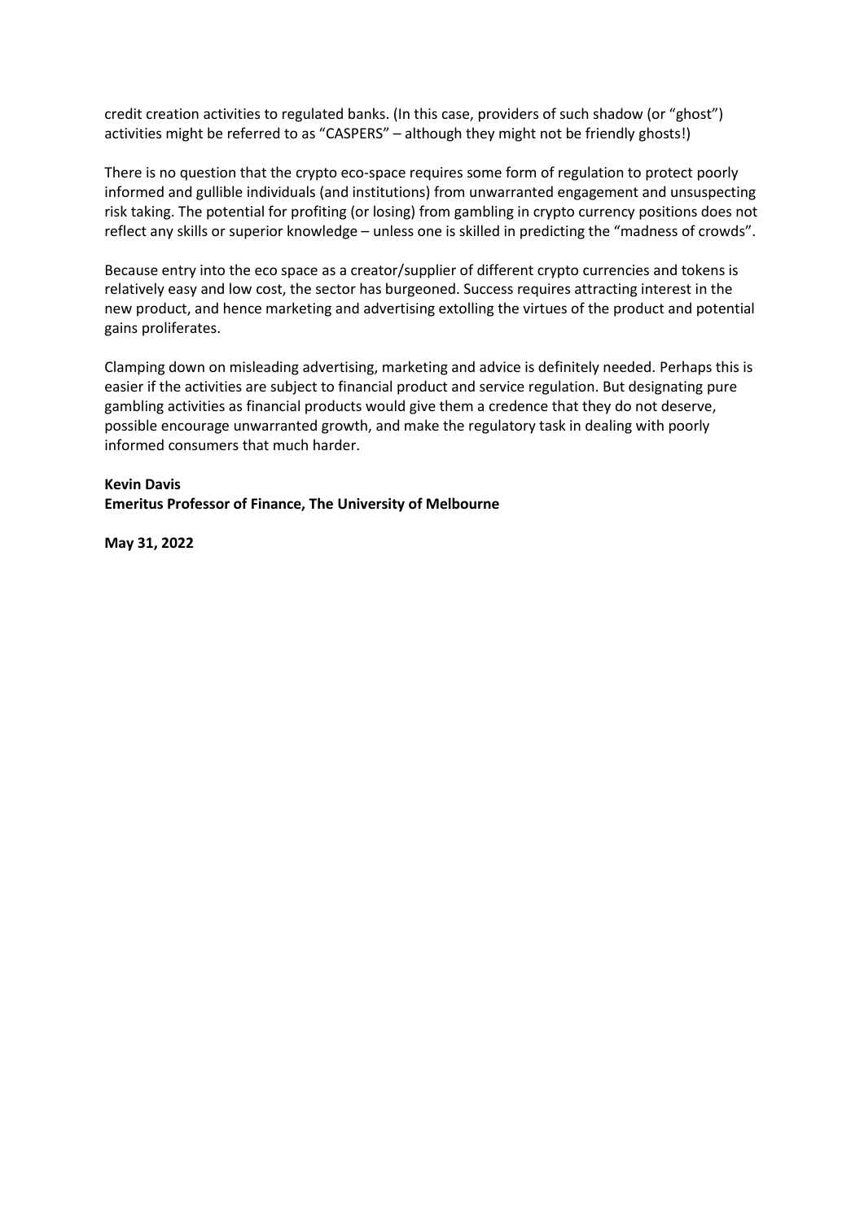credit creation activities to regulated banks. (In this case, providers of such shadow (or "ghost") activities might be referred to as "CASPERS" – although they might not be friendly ghosts!)

There is no question that the crypto eco-space requires some form of regulation to protect poorly informed and gullible individuals (and institutions) from unwarranted engagement and unsuspecting risk taking. The potential for profiting (or losing) from gambling in crypto currency positions does not reflect any skills or superior knowledge – unless one is skilled in predicting the "madness of crowds".

Because entry into the eco space as a creator/supplier of different crypto currencies and tokens is relatively easy and low cost, the sector has burgeoned. Success requires attracting interest in the new product, and hence marketing and advertising extolling the virtues of the product and potential gains proliferates.

Clamping down on misleading advertising, marketing and advice is definitely needed. Perhaps this is easier if the activities are subject to financial product and service regulation. But designating pure gambling activities as financial products would give them a credence that they do not deserve, possible encourage unwarranted growth, and make the regulatory task in dealing with poorly informed consumers that much harder.

**Kevin Davis**
**Emeritus Professor of Finance, The University of Melbourne**

**May 31, 2022**